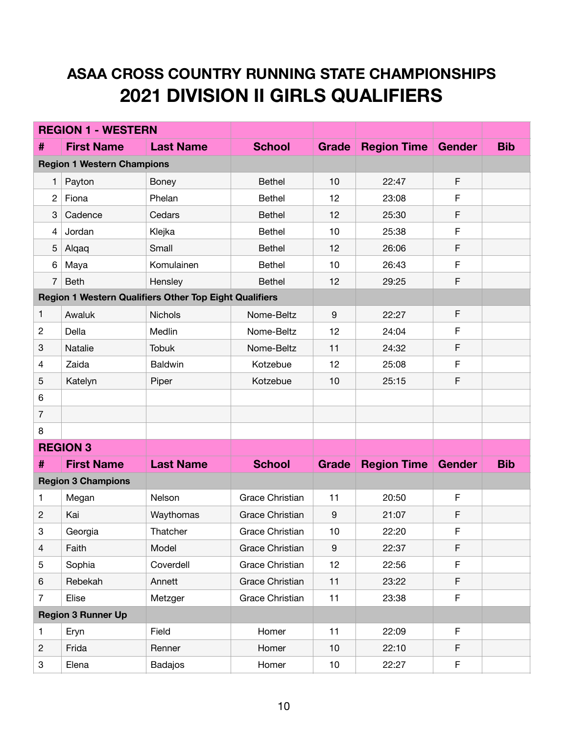# ASAA CROSS COUNTRY RUNNING STATE CHAMPIONSHIPS
# 2021 DIVISION II GIRLS QUALIFIERS

| **REGION 1 - WESTERN** | | | | | | | |
|---|---|---|---|---|---|---|---|
| **#** | **First Name** | **Last Name** | **School** | **Grade** | **Region Time** | **Gender** | **Bib** |
| **Region 1 Western Champions** | | | | | | | |
| 1 | Payton | Boney | Bethel | 10 | 22:47 | F | |
| 2 | Fiona | Phelan | Bethel | 12 | 23:08 | F | |
| 3 | Cadence | Cedars | Bethel | 12 | 25:30 | F | |
| 4 | Jordan | Klejka | Bethel | 10 | 25:38 | F | |
| 5 | Alqaq | Small | Bethel | 12 | 26:06 | F | |
| 6 | Maya | Komulainen | Bethel | 10 | 26:43 | F | |
| 7 | Beth | Hensley | Bethel | 12 | 29:25 | F | |
| **Region 1 Western Qualifiers Other Top Eight Qualifiers** | | | | | | | |
| 1 | Awaluk | Nichols | Nome-Beltz | 9 | 22:27 | F | |
| 2 | Della | Medlin | Nome-Beltz | 12 | 24:04 | F | |
| 3 | Natalie | Tobuk | Nome-Beltz | 11 | 24:32 | F | |
| 4 | Zaida | Baldwin | Kotzebue | 12 | 25:08 | F | |
| 5 | Katelyn | Piper | Kotzebue | 10 | 25:15 | F | |
| 6 | | | | | | | |
| 7 | | | | | | | |
| 8 | | | | | | | |

| **REGION 3** | | | | | | | |
|---|---|---|---|---|---|---|---|
| **#** | **First Name** | **Last Name** | **School** | **Grade** | **Region Time** | **Gender** | **Bib** |
| **Region 3 Champions** | | | | | | | |
| 1 | Megan | Nelson | Grace Christian | 11 | 20:50 | F | |
| 2 | Kai | Waythomas | Grace Christian | 9 | 21:07 | F | |
| 3 | Georgia | Thatcher | Grace Christian | 10 | 22:20 | F | |
| 4 | Faith | Model | Grace Christian | 9 | 22:37 | F | |
| 5 | Sophia | Coverdell | Grace Christian | 12 | 22:56 | F | |
| 6 | Rebekah | Annett | Grace Christian | 11 | 23:22 | F | |
| 7 | Elise | Metzger | Grace Christian | 11 | 23:38 | F | |
| **Region 3 Runner Up** | | | | | | | |
| 1 | Eryn | Field | Homer | 11 | 22:09 | F | |
| 2 | Frida | Renner | Homer | 10 | 22:10 | F | |
| 3 | Elena | Badajos | Homer | 10 | 22:27 | F | |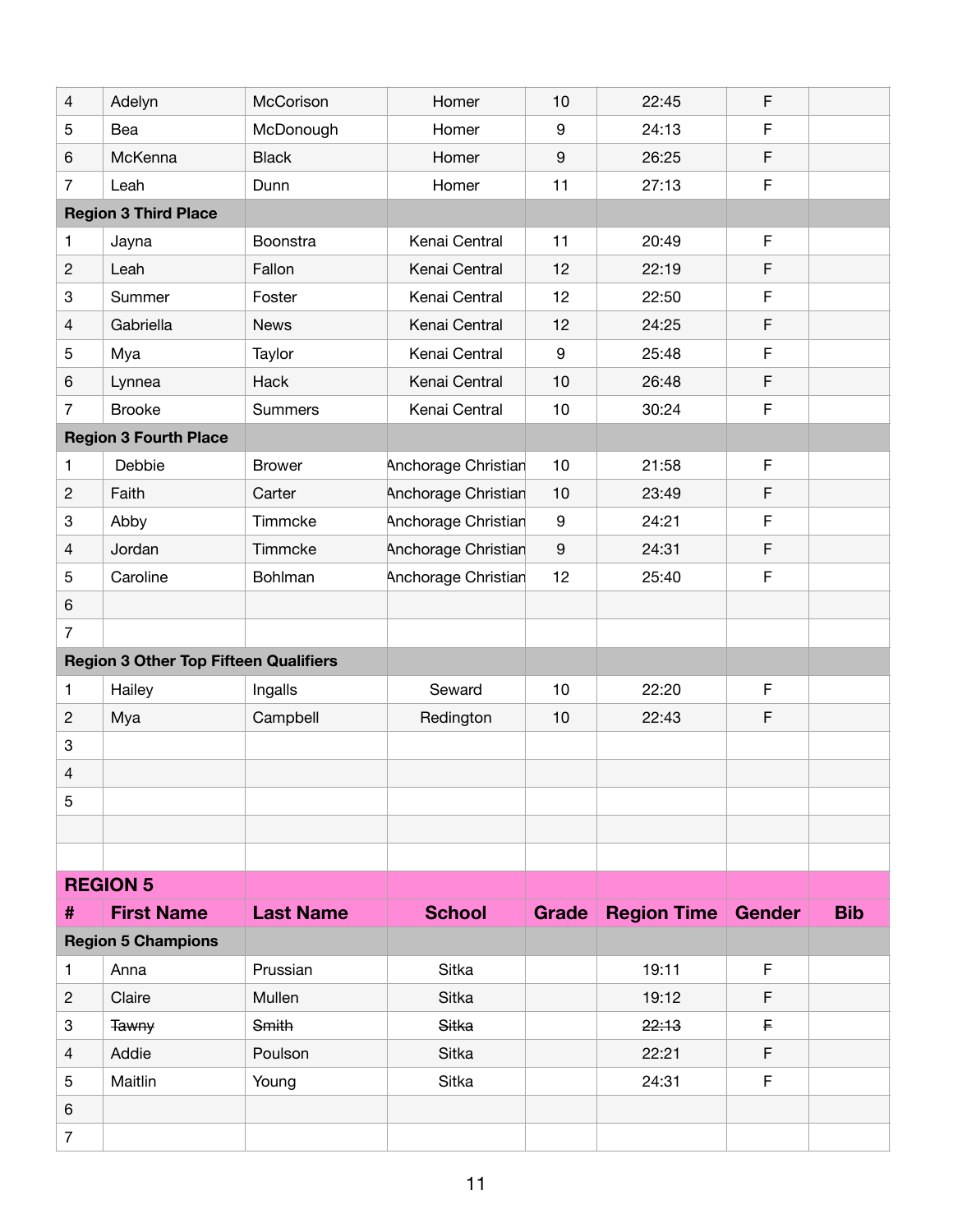| # | First Name | Last Name | School | Grade | Region Time | Gender | Bib |
|---|---|---|---|---|---|---|---|
| 4 | Adelyn | McCorison | Homer | 10 | 22:45 | F | |
| 5 | Bea | McDonough | Homer | 9 | 24:13 | F | |
| 6 | McKenna | Black | Homer | 9 | 26:25 | F | |
| 7 | Leah | Dunn | Homer | 11 | 27:13 | F | |
| **Region 3 Third Place** | | | | | | | |
| 1 | Jayna | Boonstra | Kenai Central | 11 | 20:49 | F | |
| 2 | Leah | Fallon | Kenai Central | 12 | 22:19 | F | |
| 3 | Summer | Foster | Kenai Central | 12 | 22:50 | F | |
| 4 | Gabriella | News | Kenai Central | 12 | 24:25 | F | |
| 5 | Mya | Taylor | Kenai Central | 9 | 25:48 | F | |
| 6 | Lynnea | Hack | Kenai Central | 10 | 26:48 | F | |
| 7 | Brooke | Summers | Kenai Central | 10 | 30:24 | F | |
| **Region 3 Fourth Place** | | | | | | | |
| 1 | Debbie | Brower | Anchorage Christian | 10 | 21:58 | F | |
| 2 | Faith | Carter | Anchorage Christian | 10 | 23:49 | F | |
| 3 | Abby | Timmcke | Anchorage Christian | 9 | 24:21 | F | |
| 4 | Jordan | Timmcke | Anchorage Christian | 9 | 24:31 | F | |
| 5 | Caroline | Bohlman | Anchorage Christian | 12 | 25:40 | F | |
| 6 | | | | | | | |
| 7 | | | | | | | |
| **Region 3 Other Top Fifteen Qualifiers** | | | | | | | |
| 1 | Hailey | Ingalls | Seward | 10 | 22:20 | F | |
| 2 | Mya | Campbell | Redington | 10 | 22:43 | F | |
| 3 | | | | | | | |
| 4 | | | | | | | |
| 5 | | | | | | | |

## REGION 5

| # | First Name | Last Name | School | Grade | Region Time | Gender | Bib |
|---|---|---|---|---|---|---|---|
| **Region 5 Champions** | | | | | | | |
| 1 | Anna | Prussian | Sitka | | 19:11 | F | |
| 2 | Claire | Mullen | Sitka | | 19:12 | F | |
| 3 | ~~Tawny~~ | ~~Smith~~ | ~~Sitka~~ | | ~~22:13~~ | ~~F~~ | |
| 4 | Addie | Poulson | Sitka | | 22:21 | F | |
| 5 | Maitlin | Young | Sitka | | 24:31 | F | |
| 6 | | | | | | | |
| 7 | | | | | | | |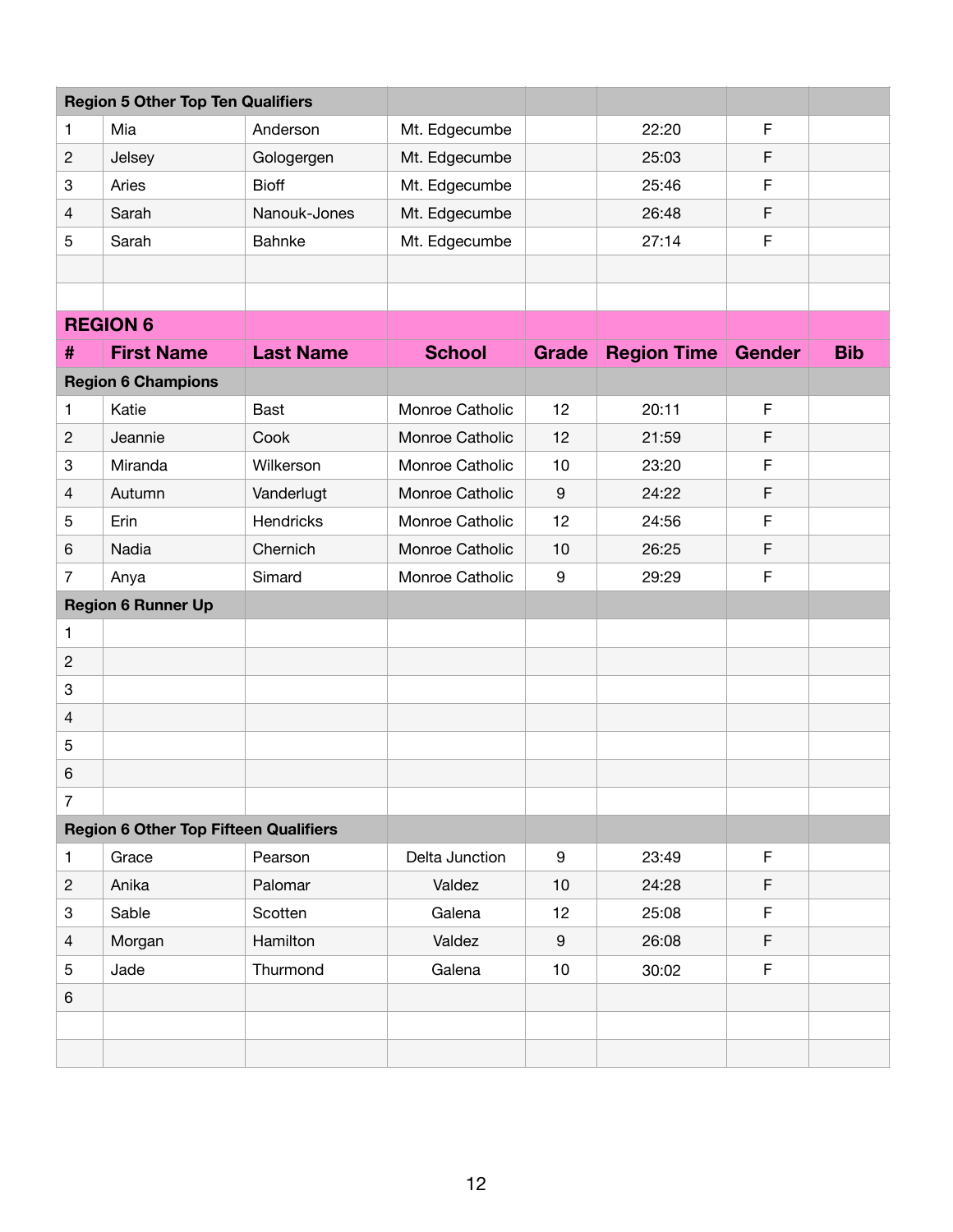| | | | | | | | |
|---|---|---|---|---|---|---|---|
| **Region 5 Other Top Ten Qualifiers** | | | | | | | |
| 1 | Mia | Anderson | Mt. Edgecumbe | | 22:20 | F | |
| 2 | Jelsey | Gologergen | Mt. Edgecumbe | | 25:03 | F | |
| 3 | Aries | Bioff | Mt. Edgecumbe | | 25:46 | F | |
| 4 | Sarah | Nanouk-Jones | Mt. Edgecumbe | | 26:48 | F | |
| 5 | Sarah | Bahnke | Mt. Edgecumbe | | 27:14 | F | |
| | | | | | | | |
| | | | | | | | |

## REGION 6

| # | First Name | Last Name | School | Grade | Region Time | Gender | Bib |
|---|---|---|---|---|---|---|---|
| **Region 6 Champions** | | | | | | | |
| 1 | Katie | Bast | Monroe Catholic | 12 | 20:11 | F | |
| 2 | Jeannie | Cook | Monroe Catholic | 12 | 21:59 | F | |
| 3 | Miranda | Wilkerson | Monroe Catholic | 10 | 23:20 | F | |
| 4 | Autumn | Vanderlugt | Monroe Catholic | 9 | 24:22 | F | |
| 5 | Erin | Hendricks | Monroe Catholic | 12 | 24:56 | F | |
| 6 | Nadia | Chernich | Monroe Catholic | 10 | 26:25 | F | |
| 7 | Anya | Simard | Monroe Catholic | 9 | 29:29 | F | |
| **Region 6 Runner Up** | | | | | | | |
| 1 | | | | | | | |
| 2 | | | | | | | |
| 3 | | | | | | | |
| 4 | | | | | | | |
| 5 | | | | | | | |
| 6 | | | | | | | |
| 7 | | | | | | | |
| **Region 6 Other Top Fifteen Qualifiers** | | | | | | | |
| 1 | Grace | Pearson | Delta Junction | 9 | 23:49 | F | |
| 2 | Anika | Palomar | Valdez | 10 | 24:28 | F | |
| 3 | Sable | Scotten | Galena | 12 | 25:08 | F | |
| 4 | Morgan | Hamilton | Valdez | 9 | 26:08 | F | |
| 5 | Jade | Thurmond | Galena | 10 | 30:02 | F | |
| 6 | | | | | | | |
| | | | | | | | |
| | | | | | | | |